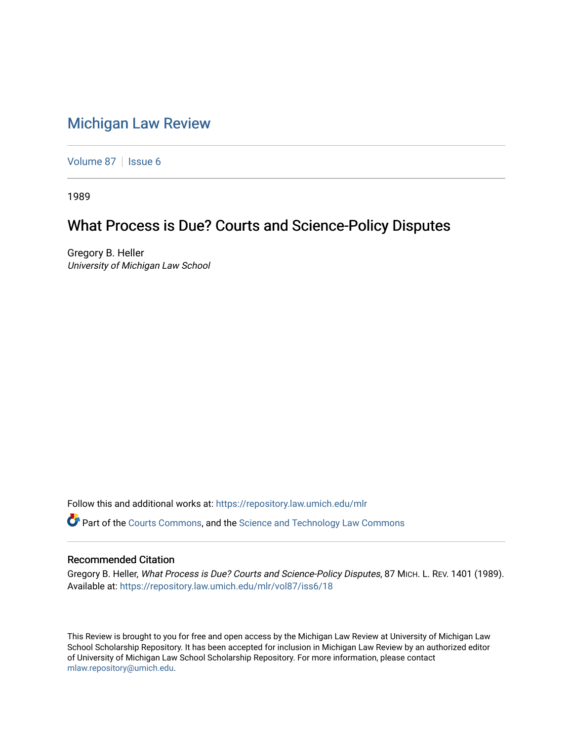# Michigan Law Review

Volume 87 | Issue 6

1989

## What Process is Due? Courts and Science-Policy Disputes

Gregory B. Heller
*University of Michigan Law School*

Follow this and additional works at: https://repository.law.umich.edu/mlr

Part of the Courts Commons, and the Science and Technology Law Commons

### Recommended Citation

Gregory B. Heller, *What Process is Due? Courts and Science-Policy Disputes*, 87 MICH. L. REV. 1401 (1989).
Available at: https://repository.law.umich.edu/mlr/vol87/iss6/18

This Review is brought to you for free and open access by the Michigan Law Review at University of Michigan Law School Scholarship Repository. It has been accepted for inclusion in Michigan Law Review by an authorized editor of University of Michigan Law School Scholarship Repository. For more information, please contact mlaw.repository@umich.edu.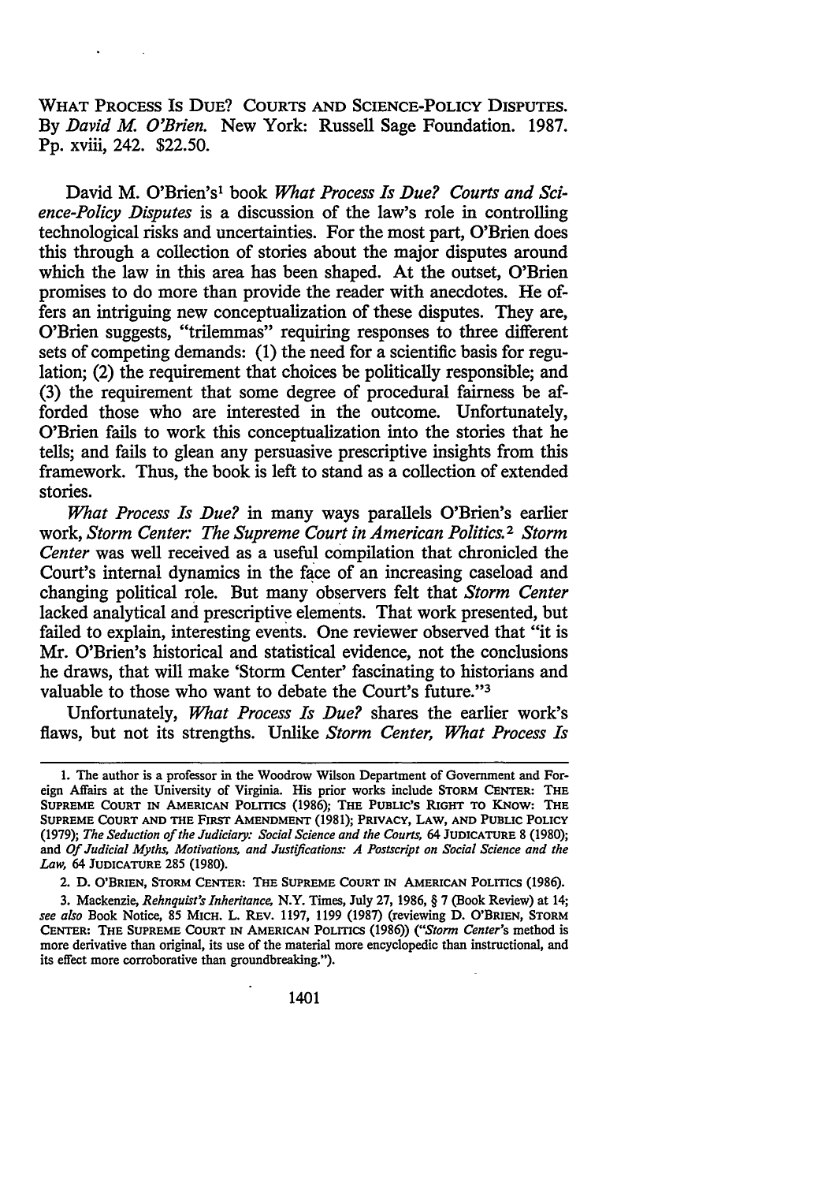WHAT PROCESS IS DUE? COURTS AND SCIENCE-POLICY DISPUTES. By *David M. O'Brien.* New York: Russell Sage Foundation. 1987. Pp. xviii, 242. $22.50.

David M. O'Brien's[1] book *What Process Is Due? Courts and Science-Policy Disputes* is a discussion of the law's role in controlling technological risks and uncertainties. For the most part, O'Brien does this through a collection of stories about the major disputes around which the law in this area has been shaped. At the outset, O'Brien promises to do more than provide the reader with anecdotes. He offers an intriguing new conceptualization of these disputes. They are, O'Brien suggests, "trilemmas" requiring responses to three different sets of competing demands: (1) the need for a scientific basis for regulation; (2) the requirement that choices be politically responsible; and (3) the requirement that some degree of procedural fairness be afforded those who are interested in the outcome. Unfortunately, O'Brien fails to work this conceptualization into the stories that he tells; and fails to glean any persuasive prescriptive insights from this framework. Thus, the book is left to stand as a collection of extended stories.

*What Process Is Due?* in many ways parallels O'Brien's earlier work, *Storm Center: The Supreme Court in American Politics.*[2] *Storm Center* was well received as a useful compilation that chronicled the Court's internal dynamics in the face of an increasing caseload and changing political role. But many observers felt that *Storm Center* lacked analytical and prescriptive elements. That work presented, but failed to explain, interesting events. One reviewer observed that "it is Mr. O'Brien's historical and statistical evidence, not the conclusions he draws, that will make 'Storm Center' fascinating to historians and valuable to those who want to debate the Court's future."[3]

Unfortunately, *What Process Is Due?* shares the earlier work's flaws, but not its strengths. Unlike *Storm Center, What Process Is*

---

1. The author is a professor in the Woodrow Wilson Department of Government and Foreign Affairs at the University of Virginia. His prior works include STORM CENTER: THE SUPREME COURT IN AMERICAN POLITICS (1986); THE PUBLIC'S RIGHT TO KNOW: THE SUPREME COURT AND THE FIRST AMENDMENT (1981); PRIVACY, LAW, AND PUBLIC POLICY (1979); *The Seduction of the Judiciary: Social Science and the Courts,* 64 JUDICATURE 8 (1980); and *Of Judicial Myths, Motivations, and Justifications: A Postscript on Social Science and the Law,* 64 JUDICATURE 285 (1980).

2. D. O'BRIEN, STORM CENTER: THE SUPREME COURT IN AMERICAN POLITICS (1986).

3. Mackenzie, *Rehnquist's Inheritance,* N.Y. Times, July 27, 1986, § 7 (Book Review) at 14; *see also* Book Notice, 85 MICH. L. REV. 1197, 1199 (1987) (reviewing D. O'BRIEN, STORM CENTER: THE SUPREME COURT IN AMERICAN POLITICS (1986)) ("*Storm Center's* method is more derivative than original, its use of the material more encyclopedic than instructional, and its effect more corroborative than groundbreaking.").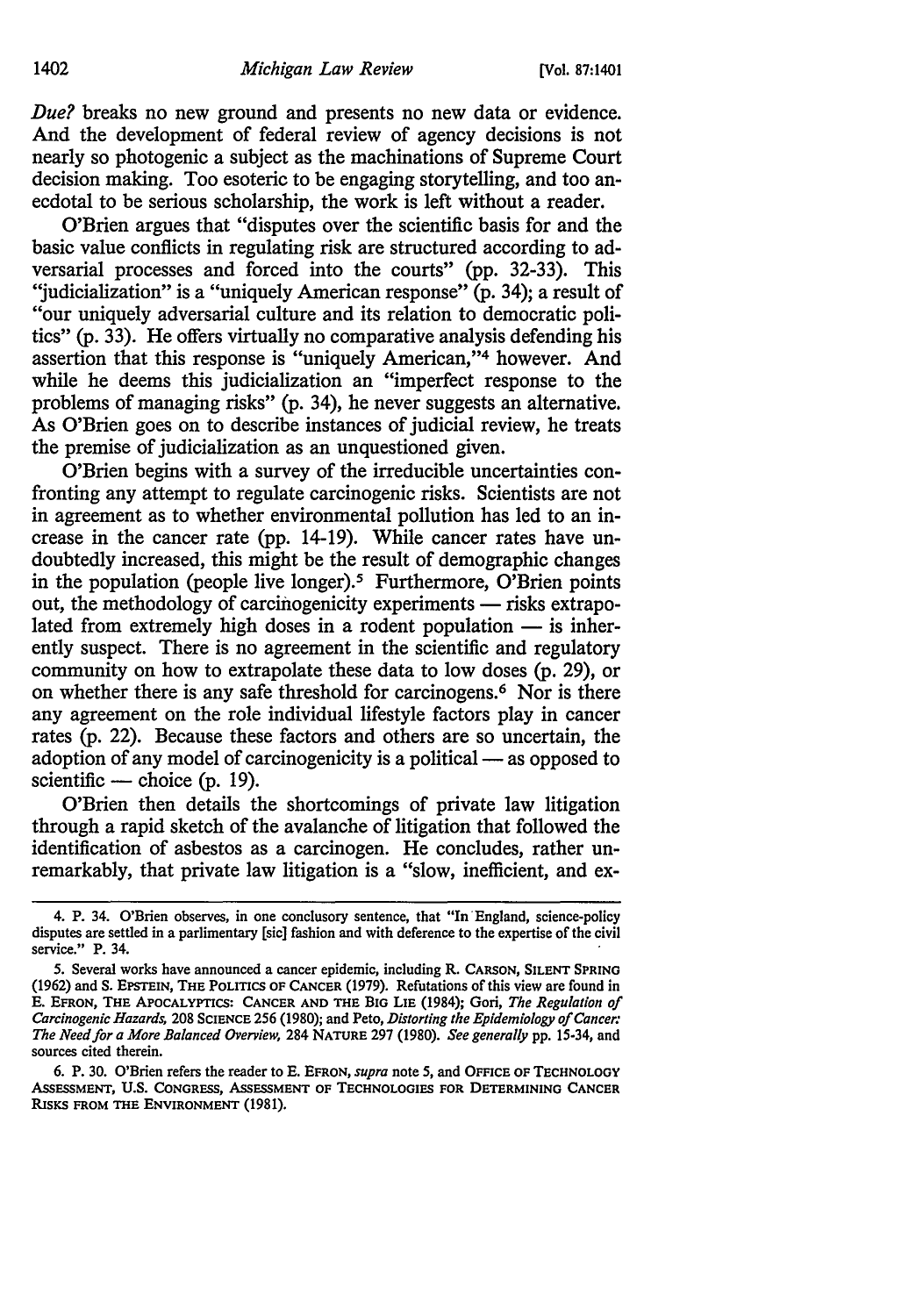*Due?* breaks no new ground and presents no new data or evidence. And the development of federal review of agency decisions is not nearly so photogenic a subject as the machinations of Supreme Court decision making. Too esoteric to be engaging storytelling, and too anecdotal to be serious scholarship, the work is left without a reader.

O'Brien argues that "disputes over the scientific basis for and the basic value conflicts in regulating risk are structured according to adversarial processes and forced into the courts" (pp. 32-33). This "judicialization" is a "uniquely American response" (p. 34); a result of "our uniquely adversarial culture and its relation to democratic politics" (p. 33). He offers virtually no comparative analysis defending his assertion that this response is "uniquely American,"[4] however. And while he deems this judicialization an "imperfect response to the problems of managing risks" (p. 34), he never suggests an alternative. As O'Brien goes on to describe instances of judicial review, he treats the premise of judicialization as an unquestioned given.

O'Brien begins with a survey of the irreducible uncertainties confronting any attempt to regulate carcinogenic risks. Scientists are not in agreement as to whether environmental pollution has led to an increase in the cancer rate (pp. 14-19). While cancer rates have undoubtedly increased, this might be the result of demographic changes in the population (people live longer).[5] Furthermore, O'Brien points out, the methodology of carcinogenicity experiments — risks extrapolated from extremely high doses in a rodent population — is inherently suspect. There is no agreement in the scientific and regulatory community on how to extrapolate these data to low doses (p. 29), or on whether there is any safe threshold for carcinogens.[6] Nor is there any agreement on the role individual lifestyle factors play in cancer rates (p. 22). Because these factors and others are so uncertain, the adoption of any model of carcinogenicity is a political — as opposed to scientific — choice (p. 19).

O'Brien then details the shortcomings of private law litigation through a rapid sketch of the avalanche of litigation that followed the identification of asbestos as a carcinogen. He concludes, rather unremarkably, that private law litigation is a "slow, inefficient, and ex-

---

4. P. 34. O'Brien observes, in one conclusory sentence, that "In England, science-policy disputes are settled in a parlimentary [sic] fashion and with deference to the expertise of the civil service." P. 34.

5. Several works have announced a cancer epidemic, including R. CARSON, SILENT SPRING (1962) and S. EPSTEIN, THE POLITICS OF CANCER (1979). Refutations of this view are found in E. EFRON, THE APOCALYPTICS: CANCER AND THE BIG LIE (1984); Gori, *The Regulation of Carcinogenic Hazards,* 208 SCIENCE 256 (1980); and Peto, *Distorting the Epidemiology of Cancer: The Need for a More Balanced Overview,* 284 NATURE 297 (1980). *See generally* pp. 15-34, and sources cited therein.

6. P. 30. O'Brien refers the reader to E. EFRON, *supra* note 5, and OFFICE OF TECHNOLOGY ASSESSMENT, U.S. CONGRESS, ASSESSMENT OF TECHNOLOGIES FOR DETERMINING CANCER RISKS FROM THE ENVIRONMENT (1981).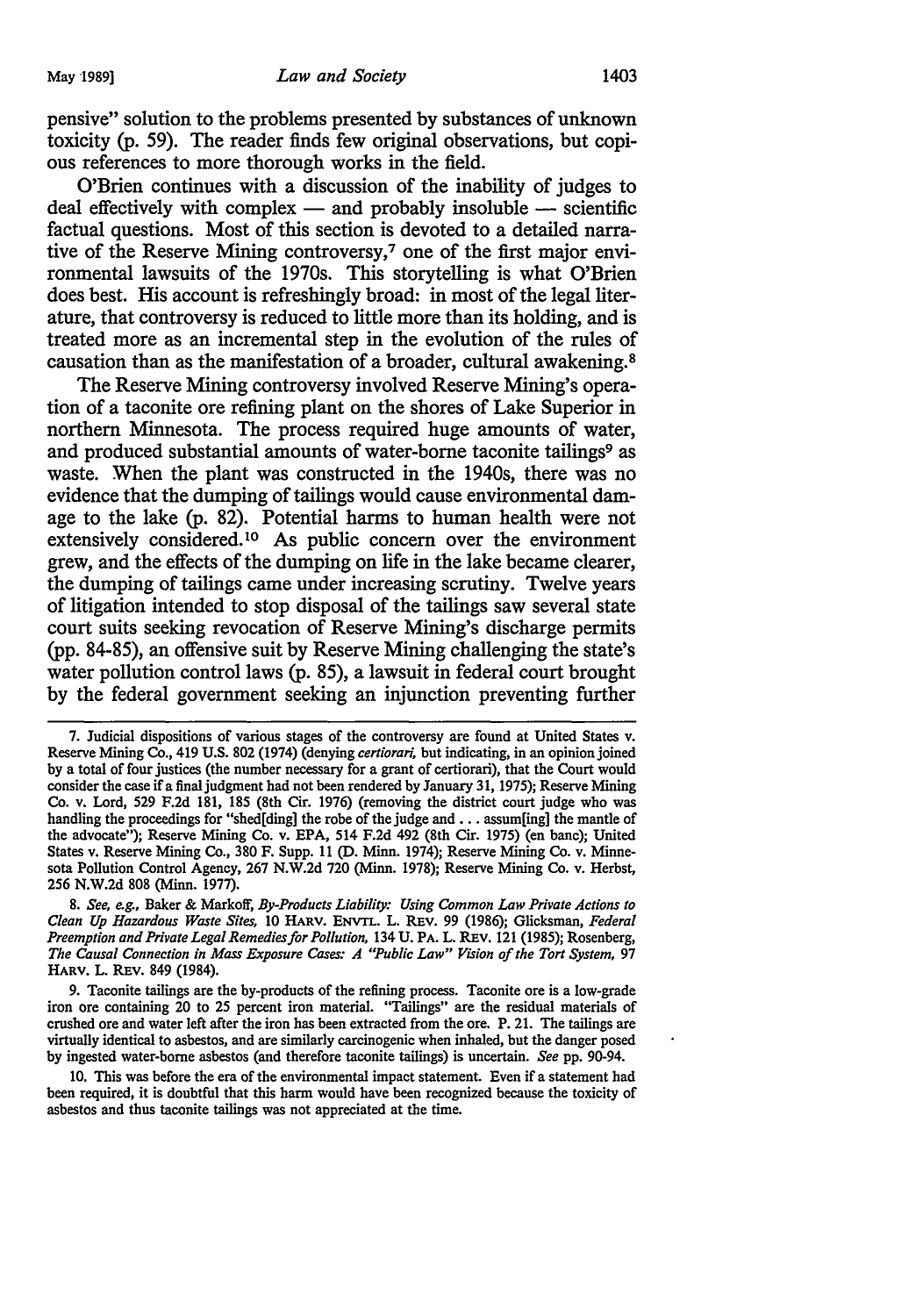pensive" solution to the problems presented by substances of unknown toxicity (p. 59). The reader finds few original observations, but copious references to more thorough works in the field.

O'Brien continues with a discussion of the inability of judges to deal effectively with complex — and probably insoluble — scientific factual questions. Most of this section is devoted to a detailed narrative of the Reserve Mining controversy,[7] one of the first major environmental lawsuits of the 1970s. This storytelling is what O'Brien does best. His account is refreshingly broad: in most of the legal literature, that controversy is reduced to little more than its holding, and is treated more as an incremental step in the evolution of the rules of causation than as the manifestation of a broader, cultural awakening.[8]

The Reserve Mining controversy involved Reserve Mining's operation of a taconite ore refining plant on the shores of Lake Superior in northern Minnesota. The process required huge amounts of water, and produced substantial amounts of water-borne taconite tailings[9] as waste. When the plant was constructed in the 1940s, there was no evidence that the dumping of tailings would cause environmental damage to the lake (p. 82). Potential harms to human health were not extensively considered.[10] As public concern over the environment grew, and the effects of the dumping on life in the lake became clearer, the dumping of tailings came under increasing scrutiny. Twelve years of litigation intended to stop disposal of the tailings saw several state court suits seeking revocation of Reserve Mining's discharge permits (pp. 84-85), an offensive suit by Reserve Mining challenging the state's water pollution control laws (p. 85), a lawsuit in federal court brought by the federal government seeking an injunction preventing further

---

7. Judicial dispositions of various stages of the controversy are found at United States v. Reserve Mining Co., 419 U.S. 802 (1974) (denying *certiorari*, but indicating, in an opinion joined by a total of four justices (the number necessary for a grant of certiorari), that the Court would consider the case if a final judgment had not been rendered by January 31, 1975); Reserve Mining Co. v. Lord, 529 F.2d 181, 185 (8th Cir. 1976) (removing the district court judge who was handling the proceedings for "shed[ding] the robe of the judge and . . . assum[ing] the mantle of the advocate"); Reserve Mining Co. v. EPA, 514 F.2d 492 (8th Cir. 1975) (en banc); United States v. Reserve Mining Co., 380 F. Supp. 11 (D. Minn. 1974); Reserve Mining Co. v. Minnesota Pollution Control Agency, 267 N.W.2d 720 (Minn. 1978); Reserve Mining Co. v. Herbst, 256 N.W.2d 808 (Minn. 1977).

8. *See, e.g.*, Baker & Markoff, *By-Products Liability: Using Common Law Private Actions to Clean Up Hazardous Waste Sites*, 10 HARV. ENVTL. L. REV. 99 (1986); Glicksman, *Federal Preemption and Private Legal Remedies for Pollution*, 134 U. PA. L. REV. 121 (1985); Rosenberg, *The Causal Connection in Mass Exposure Cases: A "Public Law" Vision of the Tort System*, 97 HARV. L. REV. 849 (1984).

9. Taconite tailings are the by-products of the refining process. Taconite ore is a low-grade iron ore containing 20 to 25 percent iron material. "Tailings" are the residual materials of crushed ore and water left after the iron has been extracted from the ore. P. 21. The tailings are virtually identical to asbestos, and are similarly carcinogenic when inhaled, but the danger posed by ingested water-borne asbestos (and therefore taconite tailings) is uncertain. *See* pp. 90-94.

10. This was before the era of the environmental impact statement. Even if a statement had been required, it is doubtful that this harm would have been recognized because the toxicity of asbestos and thus taconite tailings was not appreciated at the time.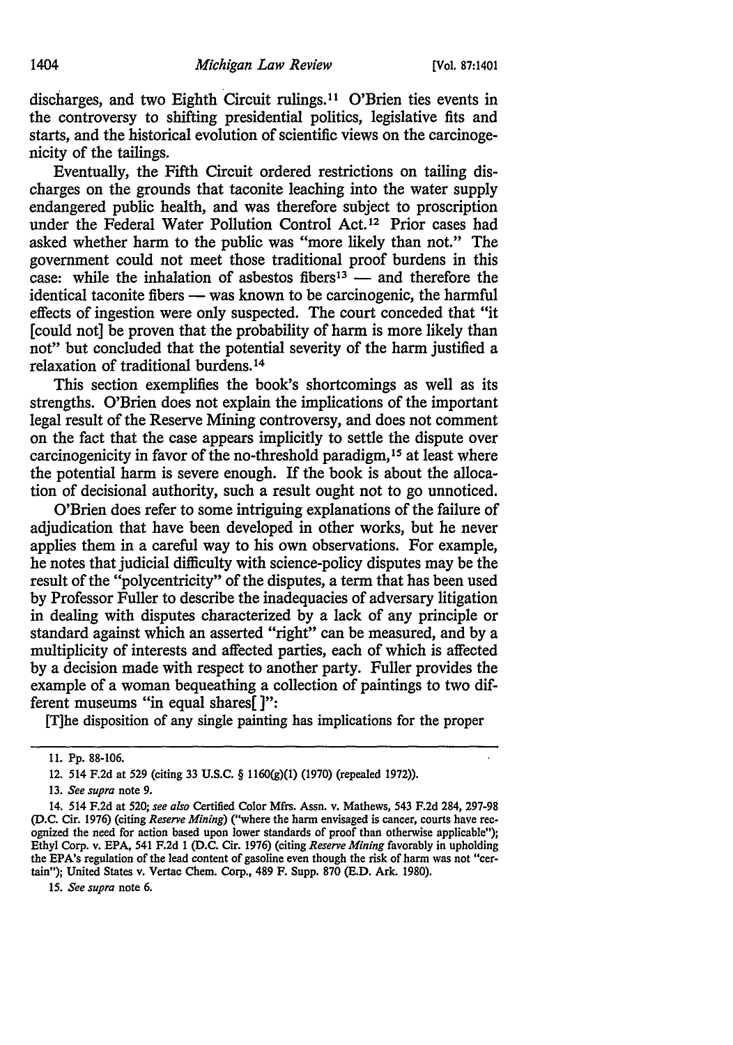discharges, and two Eighth Circuit rulings.[11] O'Brien ties events in the controversy to shifting presidential politics, legislative fits and starts, and the historical evolution of scientific views on the carcinogenicity of the tailings.

Eventually, the Fifth Circuit ordered restrictions on tailing discharges on the grounds that taconite leaching into the water supply endangered public health, and was therefore subject to proscription under the Federal Water Pollution Control Act.[12] Prior cases had asked whether harm to the public was "more likely than not." The government could not meet those traditional proof burdens in this case: while the inhalation of asbestos fibers[13] — and therefore the identical taconite fibers — was known to be carcinogenic, the harmful effects of ingestion were only suspected. The court conceded that "it [could not] be proven that the probability of harm is more likely than not" but concluded that the potential severity of the harm justified a relaxation of traditional burdens.[14]

This section exemplifies the book's shortcomings as well as its strengths. O'Brien does not explain the implications of the important legal result of the Reserve Mining controversy, and does not comment on the fact that the case appears implicitly to settle the dispute over carcinogenicity in favor of the no-threshold paradigm,[15] at least where the potential harm is severe enough. If the book is about the allocation of decisional authority, such a result ought not to go unnoticed.

O'Brien does refer to some intriguing explanations of the failure of adjudication that have been developed in other works, but he never applies them in a careful way to his own observations. For example, he notes that judicial difficulty with science-policy disputes may be the result of the "polycentricity" of the disputes, a term that has been used by Professor Fuller to describe the inadequacies of adversary litigation in dealing with disputes characterized by a lack of any principle or standard against which an asserted "right" can be measured, and by a multiplicity of interests and affected parties, each of which is affected by a decision made with respect to another party. Fuller provides the example of a woman bequeathing a collection of paintings to two different museums "in equal shares[ ]":

[T]he disposition of any single painting has implications for the proper

---

11. Pp. 88-106.

12. 514 F.2d at 529 (citing 33 U.S.C. § 1160(g)(1) (1970) (repealed 1972)).

13. *See supra* note 9.

14. 514 F.2d at 520; *see also* Certified Color Mfrs. Assn. v. Mathews, 543 F.2d 284, 297-98 (D.C. Cir. 1976) (citing *Reserve Mining*) ("where the harm envisaged is cancer, courts have recognized the need for action based upon lower standards of proof than otherwise applicable"); Ethyl Corp. v. EPA, 541 F.2d 1 (D.C. Cir. 1976) (citing *Reserve Mining* favorably in upholding the EPA's regulation of the lead content of gasoline even though the risk of harm was not "certain"); United States v. Vertac Chem. Corp., 489 F. Supp. 870 (E.D. Ark. 1980).

15. *See supra* note 6.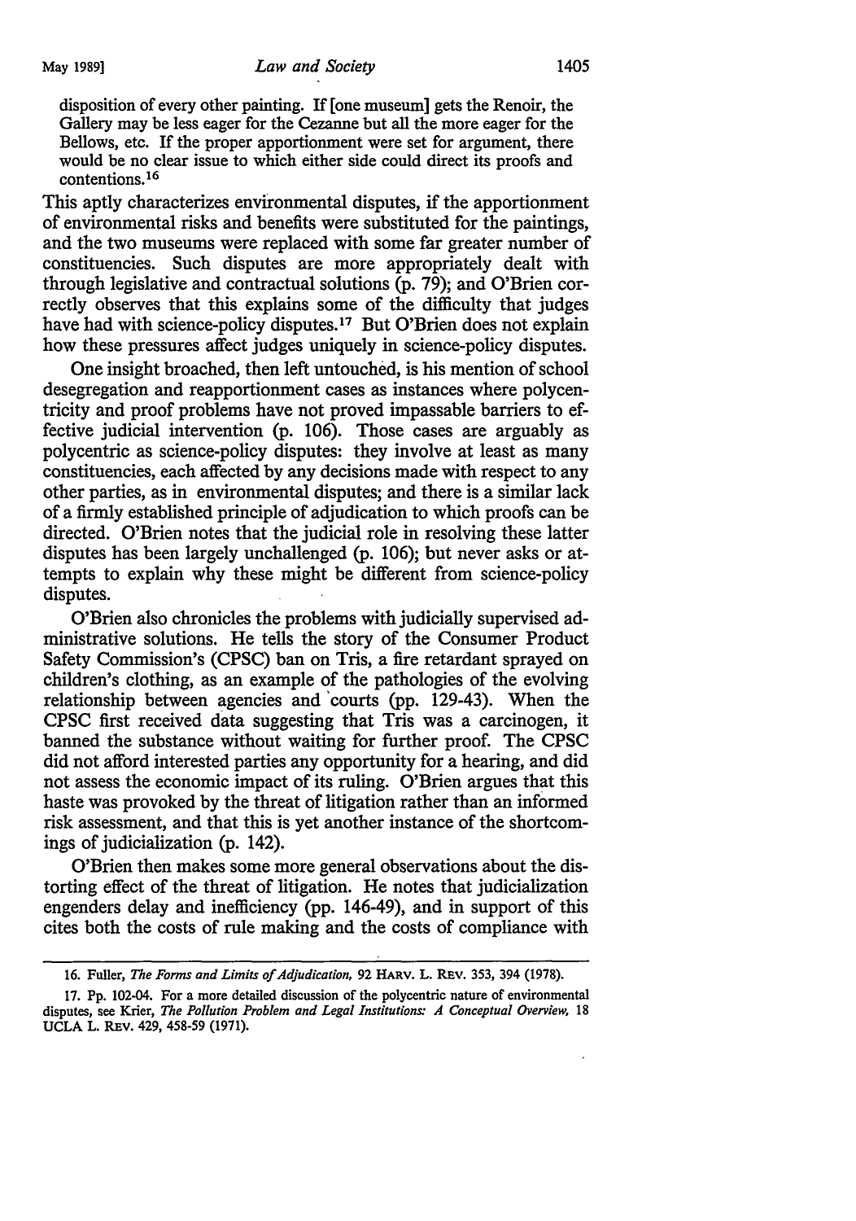disposition of every other painting. If [one museum] gets the Renoir, the Gallery may be less eager for the Cezanne but all the more eager for the Bellows, etc. If the proper apportionment were set for argument, there would be no clear issue to which either side could direct its proofs and contentions.[16]

This aptly characterizes environmental disputes, if the apportionment of environmental risks and benefits were substituted for the paintings, and the two museums were replaced with some far greater number of constituencies. Such disputes are more appropriately dealt with through legislative and contractual solutions (p. 79); and O'Brien correctly observes that this explains some of the difficulty that judges have had with science-policy disputes.[17] But O'Brien does not explain how these pressures affect judges uniquely in science-policy disputes.

One insight broached, then left untouched, is his mention of school desegregation and reapportionment cases as instances where polycentricity and proof problems have not proved impassable barriers to effective judicial intervention (p. 106). Those cases are arguably as polycentric as science-policy disputes: they involve at least as many constituencies, each affected by any decisions made with respect to any other parties, as in environmental disputes; and there is a similar lack of a firmly established principle of adjudication to which proofs can be directed. O'Brien notes that the judicial role in resolving these latter disputes has been largely unchallenged (p. 106); but never asks or attempts to explain why these might be different from science-policy disputes.

O'Brien also chronicles the problems with judicially supervised administrative solutions. He tells the story of the Consumer Product Safety Commission's (CPSC) ban on Tris, a fire retardant sprayed on children's clothing, as an example of the pathologies of the evolving relationship between agencies and courts (pp. 129-43). When the CPSC first received data suggesting that Tris was a carcinogen, it banned the substance without waiting for further proof. The CPSC did not afford interested parties any opportunity for a hearing, and did not assess the economic impact of its ruling. O'Brien argues that this haste was provoked by the threat of litigation rather than an informed risk assessment, and that this is yet another instance of the shortcomings of judicialization (p. 142).

O'Brien then makes some more general observations about the distorting effect of the threat of litigation. He notes that judicialization engenders delay and inefficiency (pp. 146-49), and in support of this cites both the costs of rule making and the costs of compliance with

---

16. Fuller, *The Forms and Limits of Adjudication*, 92 HARV. L. REV. 353, 394 (1978).

17. Pp. 102-04. For a more detailed discussion of the polycentric nature of environmental disputes, see Krier, *The Pollution Problem and Legal Institutions: A Conceptual Overview*, 18 UCLA L. REV. 429, 458-59 (1971).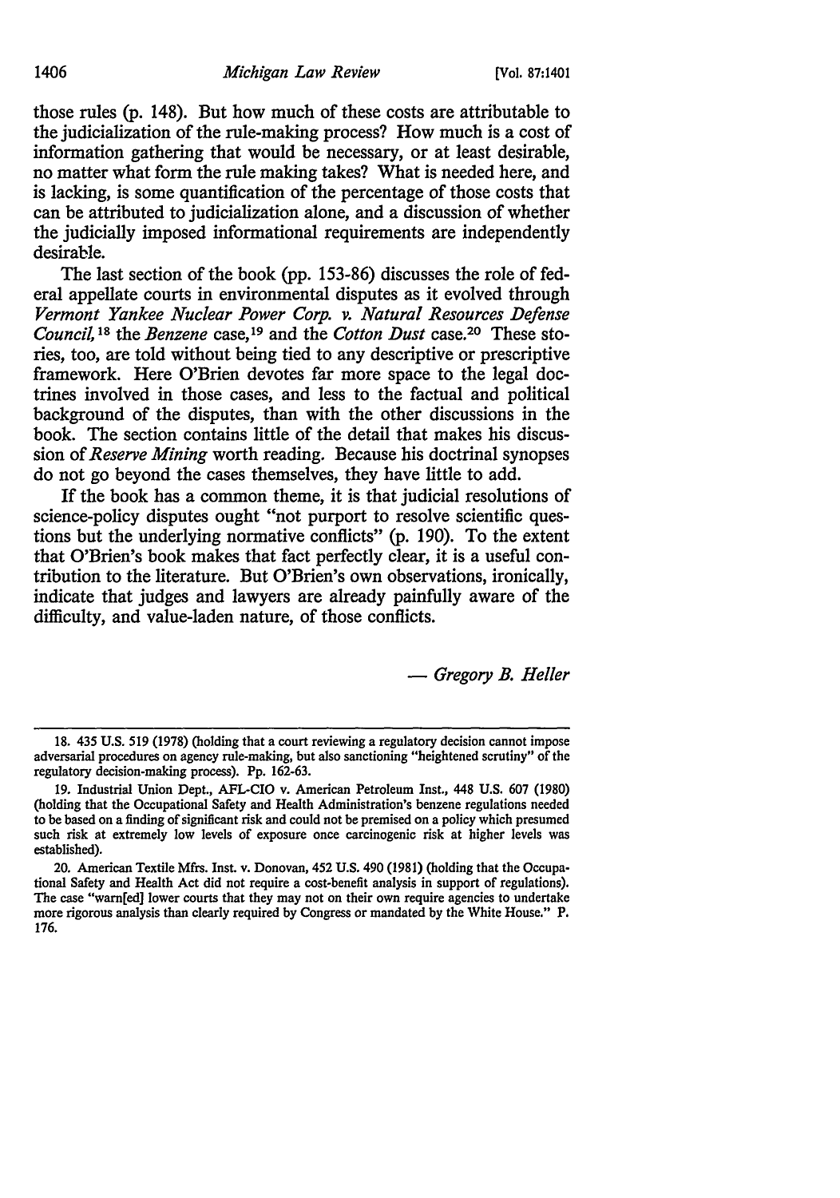those rules (p. 148). But how much of these costs are attributable to the judicialization of the rule-making process? How much is a cost of information gathering that would be necessary, or at least desirable, no matter what form the rule making takes? What is needed here, and is lacking, is some quantification of the percentage of those costs that can be attributed to judicialization alone, and a discussion of whether the judicially imposed informational requirements are independently desirable.

The last section of the book (pp. 153-86) discusses the role of federal appellate courts in environmental disputes as it evolved through *Vermont Yankee Nuclear Power Corp. v. Natural Resources Defense Council,*[18] the *Benzene* case,[19] and the *Cotton Dust* case.[20] These stories, too, are told without being tied to any descriptive or prescriptive framework. Here O'Brien devotes far more space to the legal doctrines involved in those cases, and less to the factual and political background of the disputes, than with the other discussions in the book. The section contains little of the detail that makes his discussion of *Reserve Mining* worth reading. Because his doctrinal synopses do not go beyond the cases themselves, they have little to add.

If the book has a common theme, it is that judicial resolutions of science-policy disputes ought "not purport to resolve scientific questions but the underlying normative conflicts" (p. 190). To the extent that O'Brien's book makes that fact perfectly clear, it is a useful contribution to the literature. But O'Brien's own observations, ironically, indicate that judges and lawyers are already painfully aware of the difficulty, and value-laden nature, of those conflicts.

— *Gregory B. Heller*

---

18. 435 U.S. 519 (1978) (holding that a court reviewing a regulatory decision cannot impose adversarial procedures on agency rule-making, but also sanctioning "heightened scrutiny" of the regulatory decision-making process). Pp. 162-63.

19. Industrial Union Dept., AFL-CIO v. American Petroleum Inst., 448 U.S. 607 (1980) (holding that the Occupational Safety and Health Administration's benzene regulations needed to be based on a finding of significant risk and could not be premised on a policy which presumed such risk at extremely low levels of exposure once carcinogenic risk at higher levels was established).

20. American Textile Mfrs. Inst. v. Donovan, 452 U.S. 490 (1981) (holding that the Occupational Safety and Health Act did not require a cost-benefit analysis in support of regulations). The case "warn[ed] lower courts that they may not on their own require agencies to undertake more rigorous analysis than clearly required by Congress or mandated by the White House." P. 176.